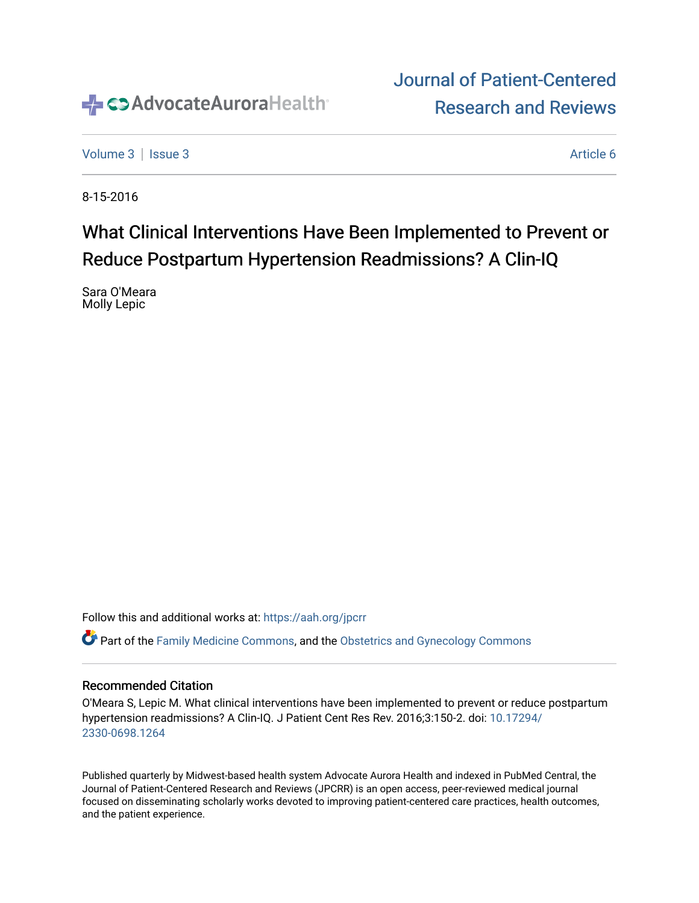Journal of Patient-Centered Research and Reviews

Volume 3 | Issue 3 | Article 6

8-15-2016

# What Clinical Interventions Have Been Implemented to Prevent or Reduce Postpartum Hypertension Readmissions? A Clin-IQ

Sara O'Meara
Molly Lepic

Follow this and additional works at: https://aah.org/jpcrr

Part of the Family Medicine Commons, and the Obstetrics and Gynecology Commons

## Recommended Citation

O'Meara S, Lepic M. What clinical interventions have been implemented to prevent or reduce postpartum hypertension readmissions? A Clin-IQ. J Patient Cent Res Rev. 2016;3:150-2. doi: 10.17294/2330-0698.1264

Published quarterly by Midwest-based health system Advocate Aurora Health and indexed in PubMed Central, the Journal of Patient-Centered Research and Reviews (JPCRR) is an open access, peer-reviewed medical journal focused on disseminating scholarly works devoted to improving patient-centered care practices, health outcomes, and the patient experience.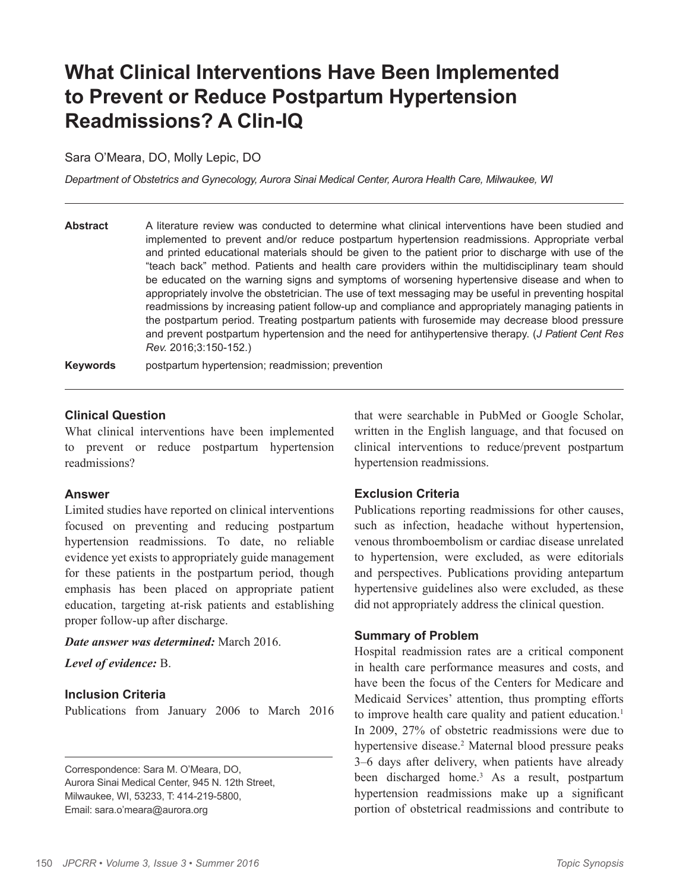# What Clinical Interventions Have Been Implemented to Prevent or Reduce Postpartum Hypertension Readmissions? A Clin-IQ

Sara O'Meara, DO, Molly Lepic, DO

*Department of Obstetrics and Gynecology, Aurora Sinai Medical Center, Aurora Health Care, Milwaukee, WI*

---

**Abstract** A literature review was conducted to determine what clinical interventions have been studied and implemented to prevent and/or reduce postpartum hypertension readmissions. Appropriate verbal and printed educational materials should be given to the patient prior to discharge with use of the "teach back" method. Patients and health care providers within the multidisciplinary team should be educated on the warning signs and symptoms of worsening hypertensive disease and when to appropriately involve the obstetrician. The use of text messaging may be useful in preventing hospital readmissions by increasing patient follow-up and compliance and appropriately managing patients in the postpartum period. Treating postpartum patients with furosemide may decrease blood pressure and prevent postpartum hypertension and the need for antihypertensive therapy. (*J Patient Cent Res Rev.* 2016;3:150-152.)

**Keywords** postpartum hypertension; readmission; prevention

---

## Clinical Question

What clinical interventions have been implemented to prevent or reduce postpartum hypertension readmissions?

## Answer

Limited studies have reported on clinical interventions focused on preventing and reducing postpartum hypertension readmissions. To date, no reliable evidence yet exists to appropriately guide management for these patients in the postpartum period, though emphasis has been placed on appropriate patient education, targeting at-risk patients and establishing proper follow-up after discharge.

***Date answer was determined:*** March 2016.

***Level of evidence:*** B.

## Inclusion Criteria

Publications from January 2006 to March 2016 that were searchable in PubMed or Google Scholar, written in the English language, and that focused on clinical interventions to reduce/prevent postpartum hypertension readmissions.

## Exclusion Criteria

Publications reporting readmissions for other causes, such as infection, headache without hypertension, venous thromboembolism or cardiac disease unrelated to hypertension, were excluded, as were editorials and perspectives. Publications providing antepartum hypertensive guidelines also were excluded, as these did not appropriately address the clinical question.

## Summary of Problem

Hospital readmission rates are a critical component in health care performance measures and costs, and have been the focus of the Centers for Medicare and Medicaid Services' attention, thus prompting efforts to improve health care quality and patient education.[1] In 2009, 27% of obstetric readmissions were due to hypertensive disease.[2] Maternal blood pressure peaks 3–6 days after delivery, when patients have already been discharged home.[3] As a result, postpartum hypertension readmissions make up a significant portion of obstetrical readmissions and contribute to

---

Correspondence: Sara M. O'Meara, DO,
Aurora Sinai Medical Center, 945 N. 12th Street,
Milwaukee, WI, 53233, T: 414-219-5800,
Email: sara.o'meara@aurora.org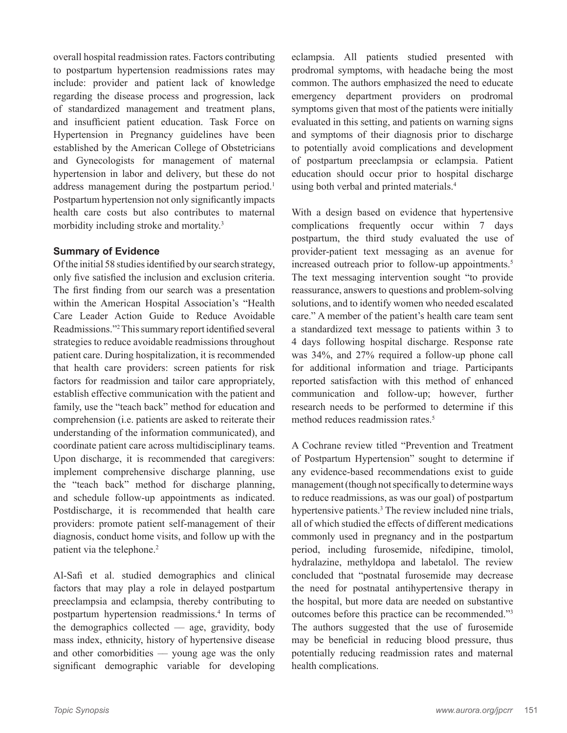overall hospital readmission rates. Factors contributing to postpartum hypertension readmissions rates may include: provider and patient lack of knowledge regarding the disease process and progression, lack of standardized management and treatment plans, and insufficient patient education. Task Force on Hypertension in Pregnancy guidelines have been established by the American College of Obstetricians and Gynecologists for management of maternal hypertension in labor and delivery, but these do not address management during the postpartum period.[1] Postpartum hypertension not only significantly impacts health care costs but also contributes to maternal morbidity including stroke and mortality.[3]

### Summary of Evidence

Of the initial 58 studies identified by our search strategy, only five satisfied the inclusion and exclusion criteria. The first finding from our search was a presentation within the American Hospital Association's "Health Care Leader Action Guide to Reduce Avoidable Readmissions."[2] This summary report identified several strategies to reduce avoidable readmissions throughout patient care. During hospitalization, it is recommended that health care providers: screen patients for risk factors for readmission and tailor care appropriately, establish effective communication with the patient and family, use the "teach back" method for education and comprehension (i.e. patients are asked to reiterate their understanding of the information communicated), and coordinate patient care across multidisciplinary teams. Upon discharge, it is recommended that caregivers: implement comprehensive discharge planning, use the "teach back" method for discharge planning, and schedule follow-up appointments as indicated. Postdischarge, it is recommended that health care providers: promote patient self-management of their diagnosis, conduct home visits, and follow up with the patient via the telephone.[2]

Al-Safi et al. studied demographics and clinical factors that may play a role in delayed postpartum preeclampsia and eclampsia, thereby contributing to postpartum hypertension readmissions.[4] In terms of the demographics collected — age, gravidity, body mass index, ethnicity, history of hypertensive disease and other comorbidities — young age was the only significant demographic variable for developing eclampsia. All patients studied presented with prodromal symptoms, with headache being the most common. The authors emphasized the need to educate emergency department providers on prodromal symptoms given that most of the patients were initially evaluated in this setting, and patients on warning signs and symptoms of their diagnosis prior to discharge to potentially avoid complications and development of postpartum preeclampsia or eclampsia. Patient education should occur prior to hospital discharge using both verbal and printed materials.[4]

With a design based on evidence that hypertensive complications frequently occur within 7 days postpartum, the third study evaluated the use of provider-patient text messaging as an avenue for increased outreach prior to follow-up appointments.[5] The text messaging intervention sought "to provide reassurance, answers to questions and problem-solving solutions, and to identify women who needed escalated care." A member of the patient's health care team sent a standardized text message to patients within 3 to 4 days following hospital discharge. Response rate was 34%, and 27% required a follow-up phone call for additional information and triage. Participants reported satisfaction with this method of enhanced communication and follow-up; however, further research needs to be performed to determine if this method reduces readmission rates.[5]

A Cochrane review titled "Prevention and Treatment of Postpartum Hypertension" sought to determine if any evidence-based recommendations exist to guide management (though not specifically to determine ways to reduce readmissions, as was our goal) of postpartum hypertensive patients.[3] The review included nine trials, all of which studied the effects of different medications commonly used in pregnancy and in the postpartum period, including furosemide, nifedipine, timolol, hydralazine, methyldopa and labetalol. The review concluded that "postnatal furosemide may decrease the need for postnatal antihypertensive therapy in the hospital, but more data are needed on substantive outcomes before this practice can be recommended."[3] The authors suggested that the use of furosemide may be beneficial in reducing blood pressure, thus potentially reducing readmission rates and maternal health complications.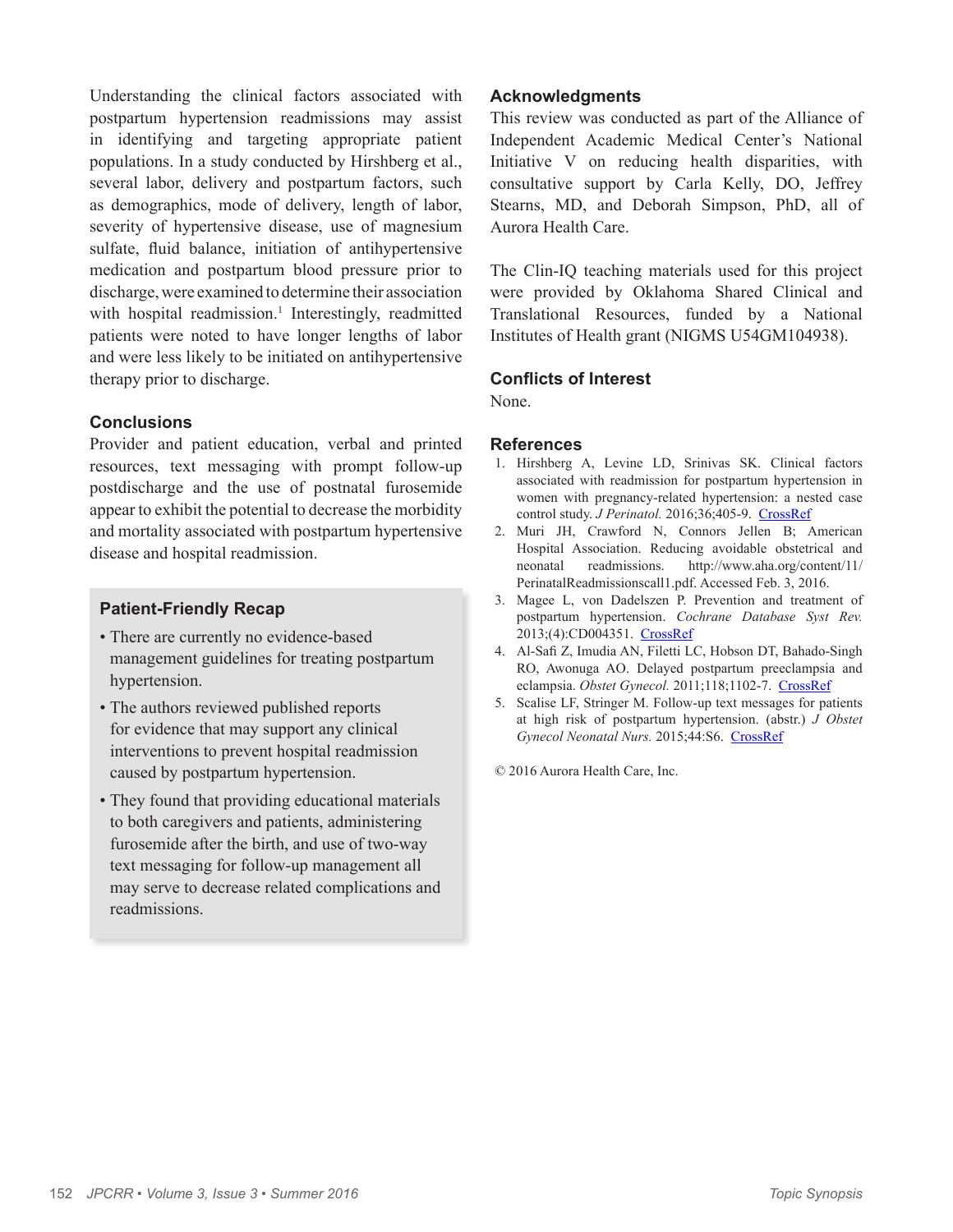Understanding the clinical factors associated with postpartum hypertension readmissions may assist in identifying and targeting appropriate patient populations. In a study conducted by Hirshberg et al., several labor, delivery and postpartum factors, such as demographics, mode of delivery, length of labor, severity of hypertensive disease, use of magnesium sulfate, fluid balance, initiation of antihypertensive medication and postpartum blood pressure prior to discharge, were examined to determine their association with hospital readmission.[1] Interestingly, readmitted patients were noted to have longer lengths of labor and were less likely to be initiated on antihypertensive therapy prior to discharge.

## Conclusions

Provider and patient education, verbal and printed resources, text messaging with prompt follow-up postdischarge and the use of postnatal furosemide appear to exhibit the potential to decrease the morbidity and mortality associated with postpartum hypertensive disease and hospital readmission.

### Patient-Friendly Recap

- There are currently no evidence-based management guidelines for treating postpartum hypertension.
- The authors reviewed published reports for evidence that may support any clinical interventions to prevent hospital readmission caused by postpartum hypertension.
- They found that providing educational materials to both caregivers and patients, administering furosemide after the birth, and use of two-way text messaging for follow-up management all may serve to decrease related complications and readmissions.

## Acknowledgments

This review was conducted as part of the Alliance of Independent Academic Medical Center's National Initiative V on reducing health disparities, with consultative support by Carla Kelly, DO, Jeffrey Stearns, MD, and Deborah Simpson, PhD, all of Aurora Health Care.

The Clin-IQ teaching materials used for this project were provided by Oklahoma Shared Clinical and Translational Resources, funded by a National Institutes of Health grant (NIGMS U54GM104938).

## Conflicts of Interest

None.

## References

1. Hirshberg A, Levine LD, Srinivas SK. Clinical factors associated with readmission for postpartum hypertension in women with pregnancy-related hypertension: a nested case control study. *J Perinatol.* 2016;36;405-9. CrossRef
2. Muri JH, Crawford N, Connors Jellen B; American Hospital Association. Reducing avoidable obstetrical and neonatal readmissions. http://www.aha.org/content/11/PerinatalReadmissionscall1.pdf. Accessed Feb. 3, 2016.
3. Magee L, von Dadelszen P. Prevention and treatment of postpartum hypertension. *Cochrane Database Syst Rev.* 2013;(4):CD004351. CrossRef
4. Al-Safi Z, Imudia AN, Filetti LC, Hobson DT, Bahado-Singh RO, Awonuga AO. Delayed postpartum preeclampsia and eclampsia. *Obstet Gynecol.* 2011;118;1102-7. CrossRef
5. Scalise LF, Stringer M. Follow-up text messages for patients at high risk of postpartum hypertension. (abstr.) *J Obstet Gynecol Neonatal Nurs.* 2015;44:S6. CrossRef

© 2016 Aurora Health Care, Inc.